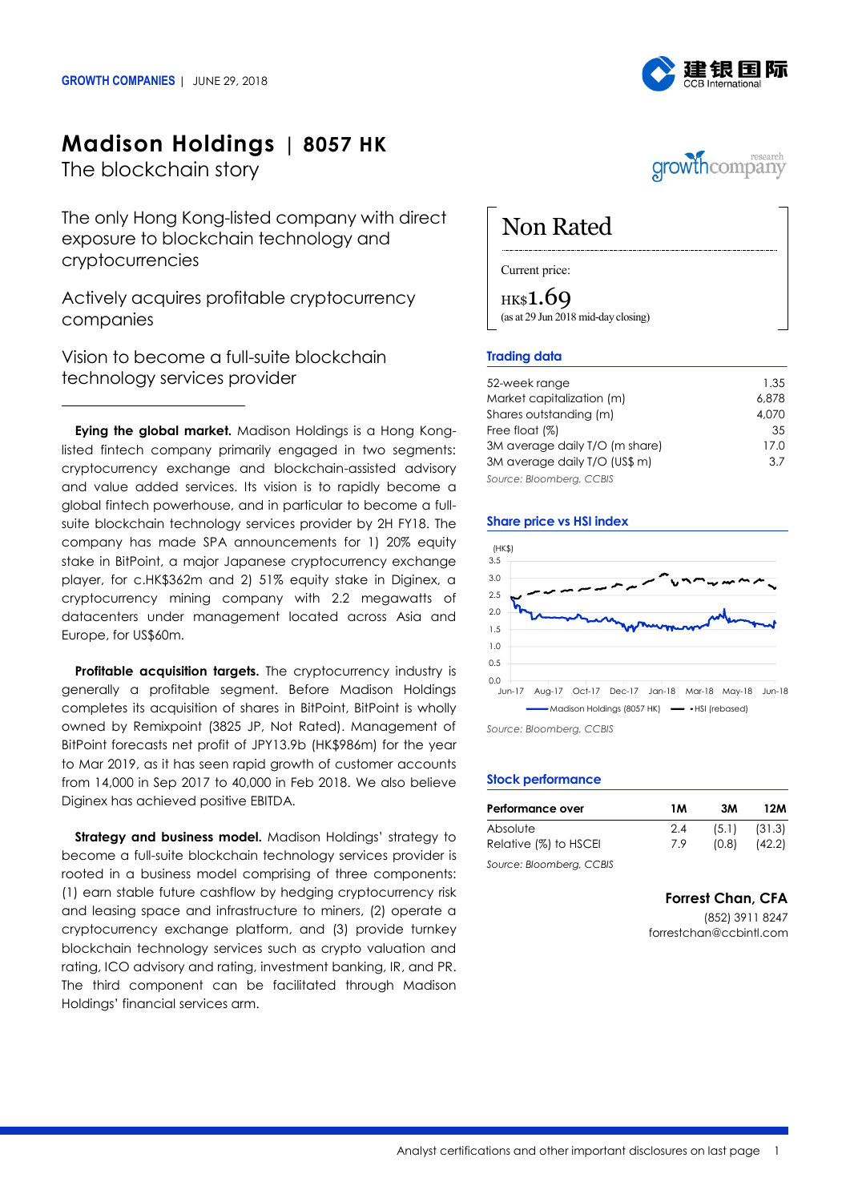GROWTH COMPANIES | JUNE 29, 2018

# Madison Holdings | 8057 HK

## The blockchain story

### The only Hong Kong-listed company with direct exposure to blockchain technology and cryptocurrencies

### Actively acquires profitable cryptocurrency companies

### Vision to become a full-suite blockchain technology services provider

**Eying the global market.** Madison Holdings is a Hong Kong-listed fintech company primarily engaged in two segments: cryptocurrency exchange and blockchain-assisted advisory and value added services. Its vision is to rapidly become a global fintech powerhouse, and in particular to become a full-suite blockchain technology services provider by 2H FY18. The company has made SPA announcements for 1) 20% equity stake in BitPoint, a major Japanese cryptocurrency exchange player, for c.HK$362m and 2) 51% equity stake in Diginex, a cryptocurrency mining company with 2.2 megawatts of datacenters under management located across Asia and Europe, for US$60m.

**Profitable acquisition targets.** The cryptocurrency industry is generally a profitable segment. Before Madison Holdings completes its acquisition of shares in BitPoint, BitPoint is wholly owned by Remixpoint (3825 JP, Not Rated). Management of BitPoint forecasts net profit of JPY13.9b (HK$986m) for the year to Mar 2019, as it has seen rapid growth of customer accounts from 14,000 in Sep 2017 to 40,000 in Feb 2018. We also believe Diginex has achieved positive EBITDA.

**Strategy and business model.** Madison Holdings' strategy to become a full-suite blockchain technology services provider is rooted in a business model comprising of three components: (1) earn stable future cashflow by hedging cryptocurrency risk and leasing space and infrastructure to miners, (2) operate a cryptocurrency exchange platform, and (3) provide turnkey blockchain technology services such as crypto valuation and rating, ICO advisory and rating, investment banking, IR, and PR. The third component can be facilitated through Madison Holdings' financial services arm.

## Non Rated

Current price:

HK$1.69
(as at 29 Jun 2018 mid-day closing)

### Trading data

| | |
|---|---|
| 52-week range | 1.35 |
| Market capitalization (m) | 6,878 |
| Shares outstanding (m) | 4,070 |
| Free float (%) | 35 |
| 3M average daily T/O (m share) | 17.0 |
| 3M average daily T/O (US$ m) | 3.7 |

*Source: Bloomberg, CCBIS*

### Share price vs HSI index

*Source: Bloomberg, CCBIS*

### Stock performance

| Performance over | 1M | 3M | 12M |
|---|---|---|---|
| Absolute | 2.4 | (5.1) | (31.3) |
| Relative (%) to HSCEI | 7.9 | (0.8) | (42.2) |

*Source: Bloomberg, CCBIS*

**Forrest Chan, CFA**
(852) 3911 8247
forrestchan@ccbintl.com

Analyst certifications and other important disclosures on last page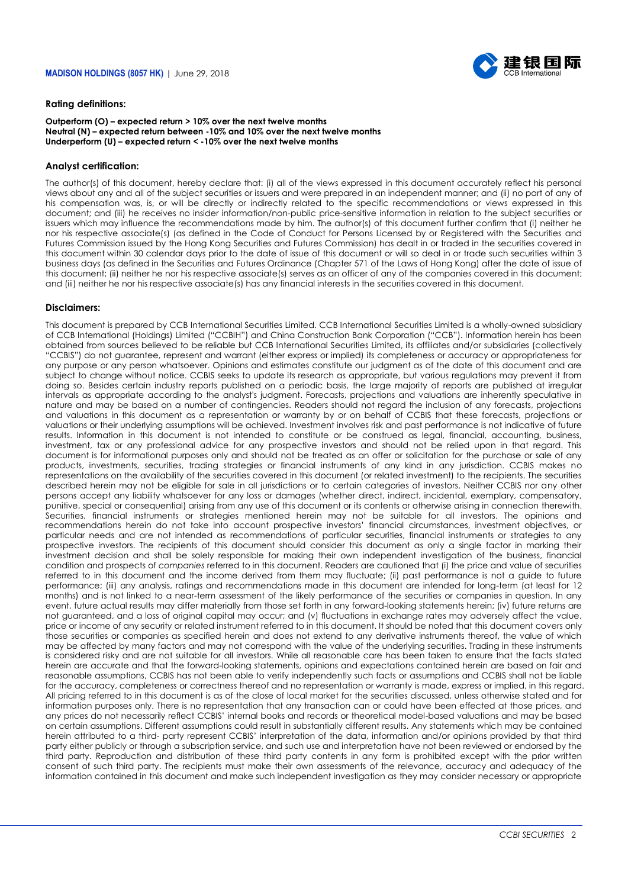### Rating definitions:

**Outperform (O) – expected return > 10% over the next twelve months**
**Neutral (N) – expected return between -10% and 10% over the next twelve months**
**Underperform (U) – expected return < -10% over the next twelve months**

### Analyst certification:

The author(s) of this document, hereby declare that: (i) all of the views expressed in this document accurately reflect his personal views about any and all of the subject securities or issuers and were prepared in an independent manner; and (ii) no part of any of his compensation was, is, or will be directly or indirectly related to the specific recommendations or views expressed in this document; and (iii) he receives no insider information/non-public price-sensitive information in relation to the subject securities or issuers which may influence the recommendations made by him. The author(s) of this document further confirm that (i) neither he nor his respective associate(s) (as defined in the Code of Conduct for Persons Licensed by or Registered with the Securities and Futures Commission issued by the Hong Kong Securities and Futures Commission) has dealt in or traded in the securities covered in this document within 30 calendar days prior to the date of issue of this document or will so deal in or trade such securities within 3 business days (as defined in the Securities and Futures Ordinance (Chapter 571 of the Laws of Hong Kong) after the date of issue of this document; (ii) neither he nor his respective associate(s) serves as an officer of any of the companies covered in this document; and (iii) neither he nor his respective associate(s) has any financial interests in the securities covered in this document.

### Disclaimers:

This document is prepared by CCB International Securities Limited. CCB International Securities Limited is a wholly-owned subsidiary of CCB International (Holdings) Limited ("CCBIH") and China Construction Bank Corporation ("CCB"). Information herein has been obtained from sources believed to be reliable but CCB International Securities Limited, its affiliates and/or subsidiaries (collectively "CCBIS") do not guarantee, represent and warrant (either express or implied) its completeness or accuracy or appropriateness for any purpose or any person whatsoever. Opinions and estimates constitute our judgment as of the date of this document and are subject to change without notice. CCBIS seeks to update its research as appropriate, but various regulations may prevent it from doing so. Besides certain industry reports published on a periodic basis, the large majority of reports are published at irregular intervals as appropriate according to the analyst's judgment. Forecasts, projections and valuations are inherently speculative in nature and may be based on a number of contingencies. Readers should not regard the inclusion of any forecasts, projections and valuations in this document as a representation or warranty by or on behalf of CCBIS that these forecasts, projections or valuations or their underlying assumptions will be achieved. Investment involves risk and past performance is not indicative of future results. Information in this document is not intended to constitute or be construed as legal, financial, accounting, business, investment, tax or any professional advice for any prospective investors and should not be relied upon in that regard. This document is for informational purposes only and should not be treated as an offer or solicitation for the purchase or sale of any products, investments, securities, trading strategies or financial instruments of any kind in any jurisdiction. CCBIS makes no representations on the availability of the securities covered in this document (or related investment) to the recipients. The securities described herein may not be eligible for sale in all jurisdictions or to certain categories of investors. Neither CCBIS nor any other persons accept any liability whatsoever for any loss or damages (whether direct, indirect, incidental, exemplary, compensatory, punitive, special or consequential) arising from any use of this document or its contents or otherwise arising in connection therewith. Securities, financial instruments or strategies mentioned herein may not be suitable for all investors. The opinions and recommendations herein do not take into account prospective investors' financial circumstances, investment objectives, or particular needs and are not intended as recommendations of particular securities, financial instruments or strategies to any prospective investors. The recipients of this document should consider this document as only a single factor in marking their investment decision and shall be solely responsible for making their own independent investigation of the business, financial condition and prospects of *companies* referred to in this document. Readers are cautioned that (i) the price and value of securities referred to in this document and the income derived from them may fluctuate; (ii) past performance is not a guide to future performance; (iii) any analysis, ratings and recommendations made in this document are intended for long-term (at least for 12 months) and is not linked to a near-term assessment of the likely performance of the securities or companies in question. In any event, future actual results may differ materially from those set forth in any forward-looking statements herein; (iv) future returns are not guaranteed, and a loss of original capital may occur; and (v) fluctuations in exchange rates may adversely affect the value, price or income of any security or related instrument referred to in this document. It should be noted that this document covers only those securities or companies as specified herein and does not extend to any derivative instruments thereof, the value of which may be affected by many factors and may not correspond with the value of the underlying securities. Trading in these instruments is considered risky and are not suitable for all investors. While all reasonable care has been taken to ensure that the facts stated herein are accurate and that the forward-looking statements, opinions and expectations contained herein are based on fair and reasonable assumptions, CCBIS has not been able to verify independently such facts or assumptions and CCBIS shall not be liable for the accuracy, completeness or correctness thereof and no representation or warranty is made, express or implied, in this regard. All pricing referred to in this document is as of the close of local market for the securities discussed, unless otherwise stated and for information purposes only. There is no representation that any transaction can or could have been effected at those prices, and any prices do not necessarily reflect CCBIS' internal books and records or theoretical model-based valuations and may be based on certain assumptions. Different assumptions could result in substantially different results. Any statements which may be contained herein attributed to a third- party represent CCBIS' interpretation of the data, information and/or opinions provided by that third party either publicly or through a subscription service, and such use and interpretation have not been reviewed or endorsed by the third party. Reproduction and distribution of these third party contents in any form is prohibited except with the prior written consent of such third party. The recipients must make their own assessments of the relevance, accuracy and adequacy of the information contained in this document and make such independent investigation as they may consider necessary or appropriate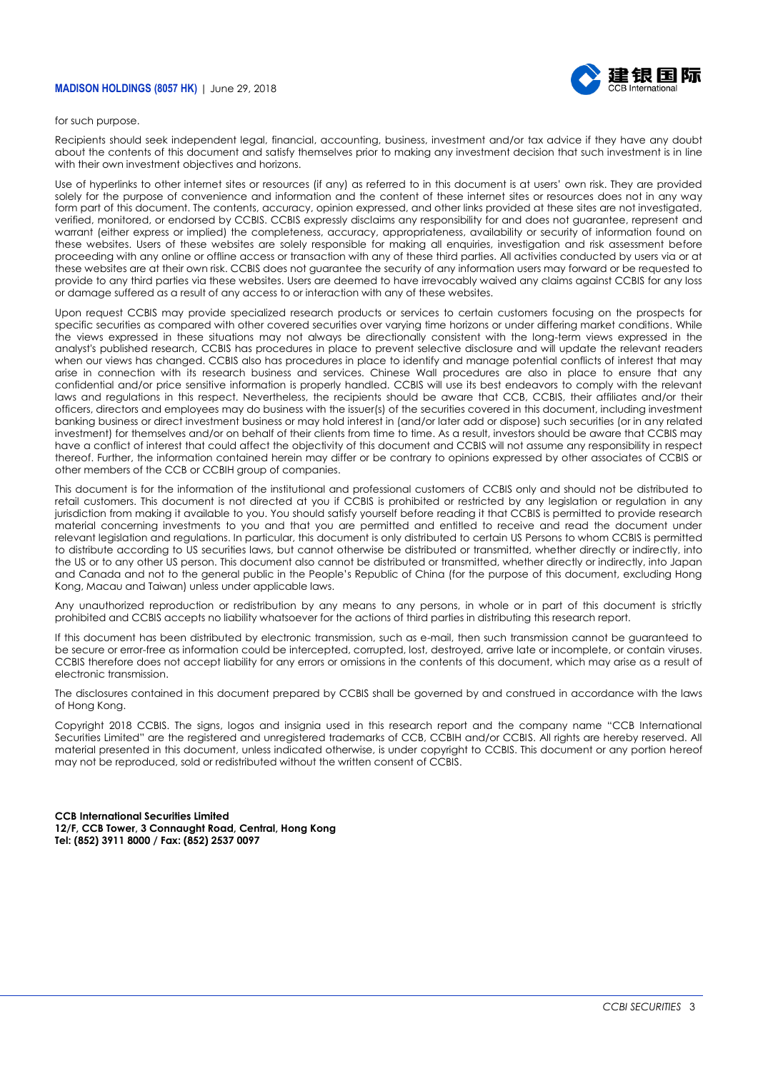for such purpose.

Recipients should seek independent legal, financial, accounting, business, investment and/or tax advice if they have any doubt about the contents of this document and satisfy themselves prior to making any investment decision that such investment is in line with their own investment objectives and horizons.

Use of hyperlinks to other internet sites or resources (if any) as referred to in this document is at users' own risk. They are provided solely for the purpose of convenience and information and the content of these internet sites or resources does not in any way form part of this document. The contents, accuracy, opinion expressed, and other links provided at these sites are not investigated, verified, monitored, or endorsed by CCBIS. CCBIS expressly disclaims any responsibility for and does not guarantee, represent and warrant (either express or implied) the completeness, accuracy, appropriateness, availability or security of information found on these websites. Users of these websites are solely responsible for making all enquiries, investigation and risk assessment before proceeding with any online or offline access or transaction with any of these third parties. All activities conducted by users via or at these websites are at their own risk. CCBIS does not guarantee the security of any information users may forward or be requested to provide to any third parties via these websites. Users are deemed to have irrevocably waived any claims against CCBIS for any loss or damage suffered as a result of any access to or interaction with any of these websites.

Upon request CCBIS may provide specialized research products or services to certain customers focusing on the prospects for specific securities as compared with other covered securities over varying time horizons or under differing market conditions. While the views expressed in these situations may not always be directionally consistent with the long-term views expressed in the analyst's published research, CCBIS has procedures in place to prevent selective disclosure and will update the relevant readers when our views has changed. CCBIS also has procedures in place to identify and manage potential conflicts of interest that may arise in connection with its research business and services. Chinese Wall procedures are also in place to ensure that any confidential and/or price sensitive information is properly handled. CCBIS will use its best endeavors to comply with the relevant laws and regulations in this respect. Nevertheless, the recipients should be aware that CCB, CCBIS, their affiliates and/or their officers, directors and employees may do business with the issuer(s) of the securities covered in this document, including investment banking business or direct investment business or may hold interest in (and/or later add or dispose) such securities (or in any related investment) for themselves and/or on behalf of their clients from time to time. As a result, investors should be aware that CCBIS may have a conflict of interest that could affect the objectivity of this document and CCBIS will not assume any responsibility in respect thereof. Further, the information contained herein may differ or be contrary to opinions expressed by other associates of CCBIS or other members of the CCB or CCBIH group of companies.

This document is for the information of the institutional and professional customers of CCBIS only and should not be distributed to retail customers. This document is not directed at you if CCBIS is prohibited or restricted by any legislation or regulation in any jurisdiction from making it available to you. You should satisfy yourself before reading it that CCBIS is permitted to provide research material concerning investments to you and that you are permitted and entitled to receive and read the document under relevant legislation and regulations. In particular, this document is only distributed to certain US Persons to whom CCBIS is permitted to distribute according to US securities laws, but cannot otherwise be distributed or transmitted, whether directly or indirectly, into the US or to any other US person. This document also cannot be distributed or transmitted, whether directly or indirectly, into Japan and Canada and not to the general public in the People's Republic of China (for the purpose of this document, excluding Hong Kong, Macau and Taiwan) unless under applicable laws.

Any unauthorized reproduction or redistribution by any means to any persons, in whole or in part of this document is strictly prohibited and CCBIS accepts no liability whatsoever for the actions of third parties in distributing this research report.

If this document has been distributed by electronic transmission, such as e-mail, then such transmission cannot be guaranteed to be secure or error-free as information could be intercepted, corrupted, lost, destroyed, arrive late or incomplete, or contain viruses. CCBIS therefore does not accept liability for any errors or omissions in the contents of this document, which may arise as a result of electronic transmission.

The disclosures contained in this document prepared by CCBIS shall be governed by and construed in accordance with the laws of Hong Kong.

Copyright 2018 CCBIS. The signs, logos and insignia used in this research report and the company name "CCB International Securities Limited" are the registered and unregistered trademarks of CCB, CCBIH and/or CCBIS. All rights are hereby reserved. All material presented in this document, unless indicated otherwise, is under copyright to CCBIS. This document or any portion hereof may not be reproduced, sold or redistributed without the written consent of CCBIS.

**CCB International Securities Limited**
**12/F, CCB Tower, 3 Connaught Road, Central, Hong Kong**
**Tel: (852) 3911 8000 / Fax: (852) 2537 0097**